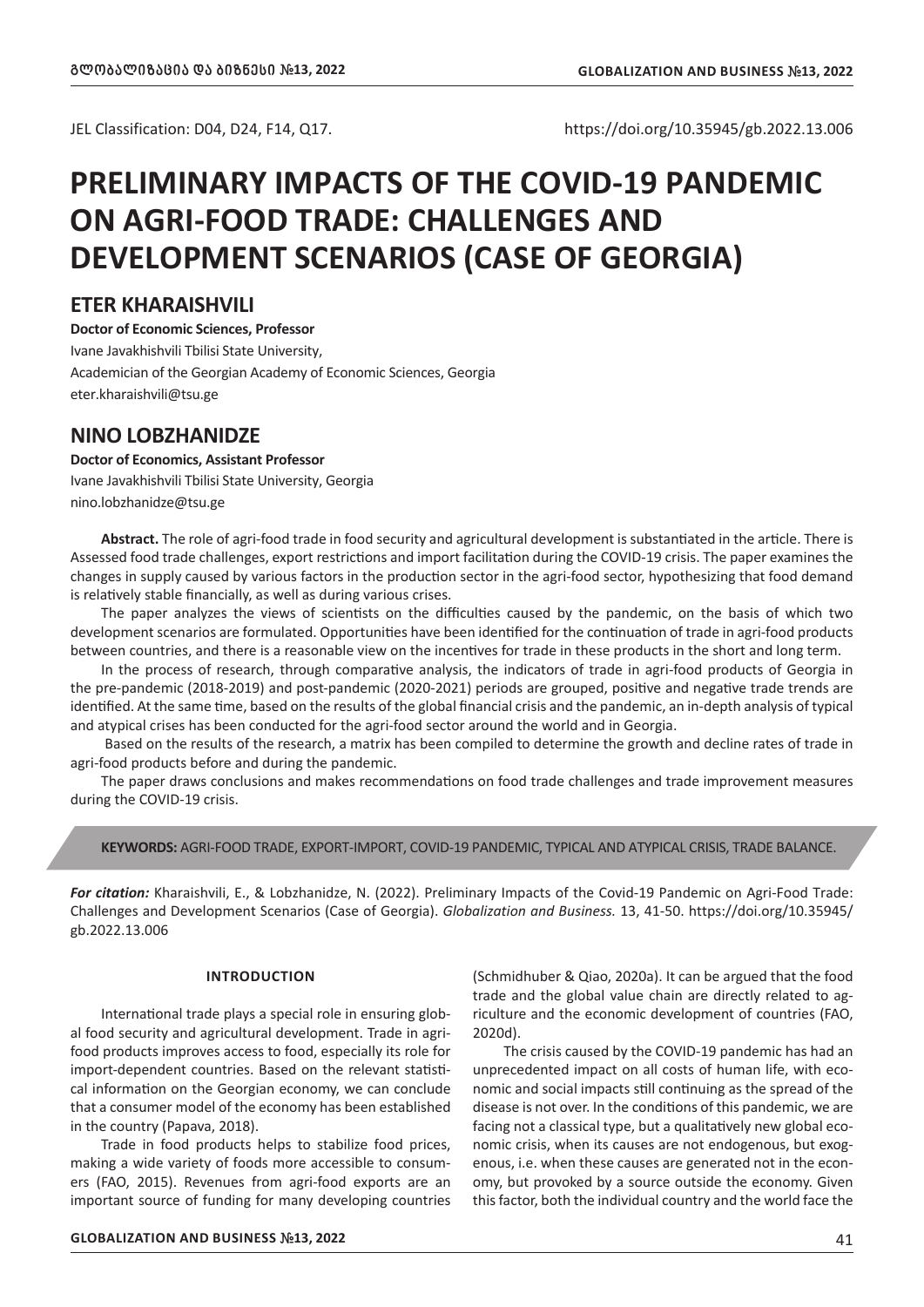JEL Classification: D04, D24, F14, Q17.

https://doi.org/10.35945/gb.2022.13.006

# PRELIMINARY IMPACTS OF THE COVID-19 PANDEMIC ON AGRI-FOOD TRADE: CHALLENGES AND DEVELOPMENT SCENARIOS (CASE OF GEORGIA)

## ETER KHARAISHVILI

**Doctor of Economic Sciences, Professor**

Ivane Javakhishvili Tbilisi State University,

Academician of the Georgian Academy of Economic Sciences, Georgia

eter.kharaishvili@tsu.ge

## NINO LOBZHANIDZE

**Doctor of Economics, Assistant Professor**

Ivane Javakhishvili Tbilisi State University, Georgia

nino.lobzhanidze@tsu.ge

**Abstract.** The role of agri-food trade in food security and agricultural development is substantiated in the article. There is Assessed food trade challenges, export restrictions and import facilitation during the COVID-19 crisis. The paper examines the changes in supply caused by various factors in the production sector in the agri-food sector, hypothesizing that food demand is relatively stable financially, as well as during various crises.

The paper analyzes the views of scientists on the difficulties caused by the pandemic, on the basis of which two development scenarios are formulated. Opportunities have been identified for the continuation of trade in agri-food products between countries, and there is a reasonable view on the incentives for trade in these products in the short and long term.

In the process of research, through comparative analysis, the indicators of trade in agri-food products of Georgia in the pre-pandemic (2018-2019) and post-pandemic (2020-2021) periods are grouped, positive and negative trade trends are identified. At the same time, based on the results of the global financial crisis and the pandemic, an in-depth analysis of typical and atypical crises has been conducted for the agri-food sector around the world and in Georgia.

Based on the results of the research, a matrix has been compiled to determine the growth and decline rates of trade in agri-food products before and during the pandemic.

The paper draws conclusions and makes recommendations on food trade challenges and trade improvement measures during the COVID-19 crisis.

**KEYWORDS:** AGRI-FOOD TRADE, EXPORT-IMPORT, COVID-19 PANDEMIC, TYPICAL AND ATYPICAL CRISIS, TRADE BALANCE.

***For citation:*** Kharaishvili, E., & Lobzhanidze, N. (2022). Preliminary Impacts of the Covid-19 Pandemic on Agri-Food Trade: Challenges and Development Scenarios (Case of Georgia). *Globalization and Business.* 13, 41-50. https://doi.org/10.35945/gb.2022.13.006

### INTRODUCTION

International trade plays a special role in ensuring global food security and agricultural development. Trade in agri-food products improves access to food, especially its role for import-dependent countries. Based on the relevant statistical information on the Georgian economy, we can conclude that a consumer model of the economy has been established in the country (Papava, 2018).

Trade in food products helps to stabilize food prices, making a wide variety of foods more accessible to consumers (FAO, 2015). Revenues from agri-food exports are an important source of funding for many developing countries (Schmidhuber & Qiao, 2020a). It can be argued that the food trade and the global value chain are directly related to agriculture and the economic development of countries (FAO, 2020d).

The crisis caused by the COVID-19 pandemic has had an unprecedented impact on all costs of human life, with economic and social impacts still continuing as the spread of the disease is not over. In the conditions of this pandemic, we are facing not a classical type, but a qualitatively new global economic crisis, when its causes are not endogenous, but exogenous, i.e. when these causes are generated not in the economy, but provoked by a source outside the economy. Given this factor, both the individual country and the world face the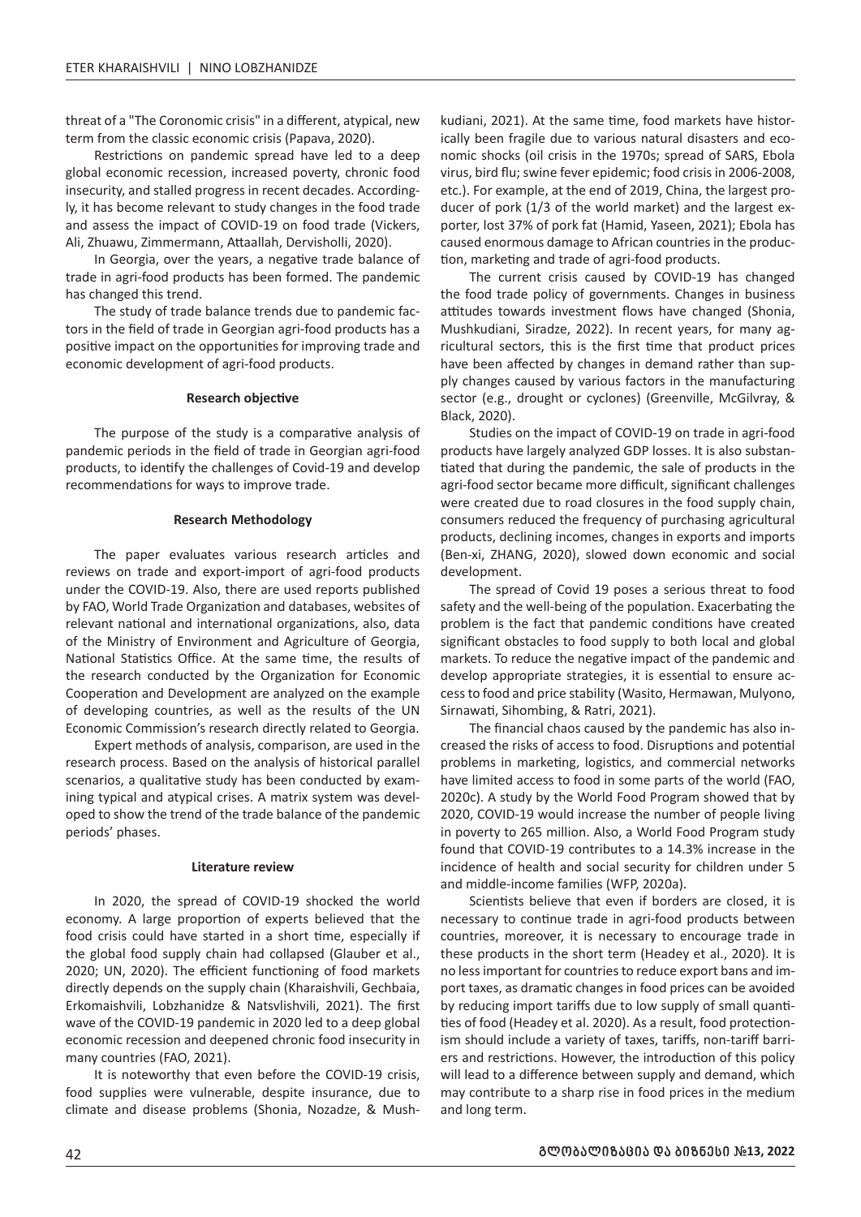threat of a "The Coronomic crisis" in a different, atypical, new term from the classic economic crisis (Papava, 2020).

Restrictions on pandemic spread have led to a deep global economic recession, increased poverty, chronic food insecurity, and stalled progress in recent decades. Accordingly, it has become relevant to study changes in the food trade and assess the impact of COVID-19 on food trade (Vickers, Ali, Zhuawu, Zimmermann, Attaallah, Dervisholli, 2020).

In Georgia, over the years, a negative trade balance of trade in agri-food products has been formed. The pandemic has changed this trend.

The study of trade balance trends due to pandemic factors in the field of trade in Georgian agri-food products has a positive impact on the opportunities for improving trade and economic development of agri-food products.

#### Research objective

The purpose of the study is a comparative analysis of pandemic periods in the field of trade in Georgian agri-food products, to identify the challenges of Covid-19 and develop recommendations for ways to improve trade.

#### Research Methodology

The paper evaluates various research articles and reviews on trade and export-import of agri-food products under the COVID-19. Also, there are used reports published by FAO, World Trade Organization and databases, websites of relevant national and international organizations, also, data of the Ministry of Environment and Agriculture of Georgia, National Statistics Office. At the same time, the results of the research conducted by the Organization for Economic Cooperation and Development are analyzed on the example of developing countries, as well as the results of the UN Economic Commission's research directly related to Georgia.

Expert methods of analysis, comparison, are used in the research process. Based on the analysis of historical parallel scenarios, a qualitative study has been conducted by examining typical and atypical crises. A matrix system was developed to show the trend of the trade balance of the pandemic periods' phases.

#### Literature review

In 2020, the spread of COVID-19 shocked the world economy. A large proportion of experts believed that the food crisis could have started in a short time, especially if the global food supply chain had collapsed (Glauber et al., 2020; UN, 2020). The efficient functioning of food markets directly depends on the supply chain (Kharaishvili, Gechbaia, Erkomaishvili, Lobzhanidze & Natsvlishvili, 2021). The first wave of the COVID-19 pandemic in 2020 led to a deep global economic recession and deepened chronic food insecurity in many countries (FAO, 2021).

It is noteworthy that even before the COVID-19 crisis, food supplies were vulnerable, despite insurance, due to climate and disease problems (Shonia, Nozadze, & Mushkudiani, 2021). At the same time, food markets have historically been fragile due to various natural disasters and economic shocks (oil crisis in the 1970s; spread of SARS, Ebola virus, bird flu; swine fever epidemic; food crisis in 2006-2008, etc.). For example, at the end of 2019, China, the largest producer of pork (1/3 of the world market) and the largest exporter, lost 37% of pork fat (Hamid, Yaseen, 2021); Ebola has caused enormous damage to African countries in the production, marketing and trade of agri-food products.

The current crisis caused by COVID-19 has changed the food trade policy of governments. Changes in business attitudes towards investment flows have changed (Shonia, Mushkudiani, Siradze, 2022). In recent years, for many agricultural sectors, this is the first time that product prices have been affected by changes in demand rather than supply changes caused by various factors in the manufacturing sector (e.g., drought or cyclones) (Greenville, McGilvray, & Black, 2020).

Studies on the impact of COVID-19 on trade in agri-food products have largely analyzed GDP losses. It is also substantiated that during the pandemic, the sale of products in the agri-food sector became more difficult, significant challenges were created due to road closures in the food supply chain, consumers reduced the frequency of purchasing agricultural products, declining incomes, changes in exports and imports (Ben-xi, ZHANG, 2020), slowed down economic and social development.

The spread of Covid 19 poses a serious threat to food safety and the well-being of the population. Exacerbating the problem is the fact that pandemic conditions have created significant obstacles to food supply to both local and global markets. To reduce the negative impact of the pandemic and develop appropriate strategies, it is essential to ensure access to food and price stability (Wasito, Hermawan, Mulyono, Sirnawati, Sihombing, & Ratri, 2021).

The financial chaos caused by the pandemic has also increased the risks of access to food. Disruptions and potential problems in marketing, logistics, and commercial networks have limited access to food in some parts of the world (FAO, 2020c). A study by the World Food Program showed that by 2020, COVID-19 would increase the number of people living in poverty to 265 million. Also, a World Food Program study found that COVID-19 contributes to a 14.3% increase in the incidence of health and social security for children under 5 and middle-income families (WFP, 2020a).

Scientists believe that even if borders are closed, it is necessary to continue trade in agri-food products between countries, moreover, it is necessary to encourage trade in these products in the short term (Headey et al., 2020). It is no less important for countries to reduce export bans and import taxes, as dramatic changes in food prices can be avoided by reducing import tariffs due to low supply of small quantities of food (Headey et al. 2020). As a result, food protectionism should include a variety of taxes, tariffs, non-tariff barriers and restrictions. However, the introduction of this policy will lead to a difference between supply and demand, which may contribute to a sharp rise in food prices in the medium and long term.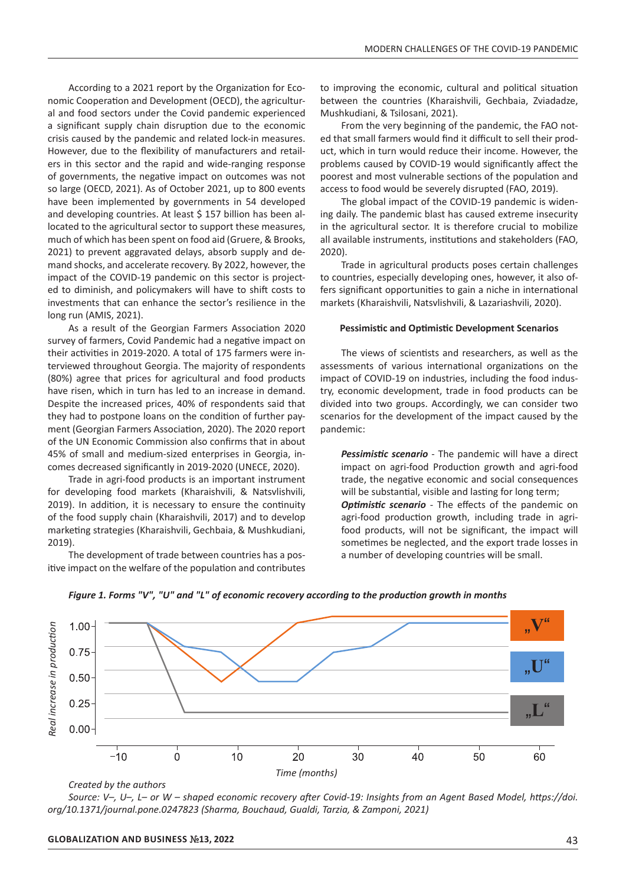According to a 2021 report by the Organization for Economic Cooperation and Development (OECD), the agricultural and food sectors under the Covid pandemic experienced a significant supply chain disruption due to the economic crisis caused by the pandemic and related lock-in measures. However, due to the flexibility of manufacturers and retailers in this sector and the rapid and wide-ranging response of governments, the negative impact on outcomes was not so large (OECD, 2021). As of October 2021, up to 800 events have been implemented by governments in 54 developed and developing countries. At least $ 157 billion has been allocated to the agricultural sector to support these measures, much of which has been spent on food aid (Gruere, & Brooks, 2021) to prevent aggravated delays, absorb supply and demand shocks, and accelerate recovery. By 2022, however, the impact of the COVID-19 pandemic on this sector is projected to diminish, and policymakers will have to shift costs to investments that can enhance the sector's resilience in the long run (AMIS, 2021).

As a result of the Georgian Farmers Association 2020 survey of farmers, Covid Pandemic had a negative impact on their activities in 2019-2020. A total of 175 farmers were interviewed throughout Georgia. The majority of respondents (80%) agree that prices for agricultural and food products have risen, which in turn has led to an increase in demand. Despite the increased prices, 40% of respondents said that they had to postpone loans on the condition of further payment (Georgian Farmers Association, 2020). The 2020 report of the UN Economic Commission also confirms that in about 45% of small and medium-sized enterprises in Georgia, incomes decreased significantly in 2019-2020 (UNECE, 2020).

Trade in agri-food products is an important instrument for developing food markets (Kharaishvili, & Natsvlishvili, 2019). In addition, it is necessary to ensure the continuity of the food supply chain (Kharaishvili, 2017) and to develop marketing strategies (Kharaishvili, Gechbaia, & Mushkudiani, 2019).

The development of trade between countries has a positive impact on the welfare of the population and contributes to improving the economic, cultural and political situation between the countries (Kharaishvili, Gechbaia, Zviadadze, Mushkudiani, & Tsilosani, 2021).

From the very beginning of the pandemic, the FAO noted that small farmers would find it difficult to sell their product, which in turn would reduce their income. However, the problems caused by COVID-19 would significantly affect the poorest and most vulnerable sections of the population and access to food would be severely disrupted (FAO, 2019).

The global impact of the COVID-19 pandemic is widening daily. The pandemic blast has caused extreme insecurity in the agricultural sector. It is therefore crucial to mobilize all available instruments, institutions and stakeholders (FAO, 2020).

Trade in agricultural products poses certain challenges to countries, especially developing ones, however, it also offers significant opportunities to gain a niche in international markets (Kharaishvili, Natsvlishvili, & Lazariashvili, 2020).

### Pessimistic and Optimistic Development Scenarios

The views of scientists and researchers, as well as the assessments of various international organizations on the impact of COVID-19 on industries, including the food industry, economic development, trade in food products can be divided into two groups. Accordingly, we can consider two scenarios for the development of the impact caused by the pandemic:

> ***Pessimistic scenario*** - The pandemic will have a direct impact on agri-food Production growth and agri-food trade, the negative economic and social consequences will be substantial, visible and lasting for long term;
>
> ***Optimistic scenario*** - The effects of the pandemic on agri-food production growth, including trade in agri-food products, will not be significant, the impact will sometimes be neglected, and the export trade losses in a number of developing countries will be small.

***Figure 1. Forms "V", "U" and "L" of economic recovery according to the production growth in months***

*Created by the authors*

*Source: V–, U–, L– or W – shaped economic recovery after Covid-19: Insights from an Agent Based Model, https://doi.org/10.1371/journal.pone.0247823 (Sharma, Bouchaud, Gualdi, Tarzia, & Zamponi, 2021)*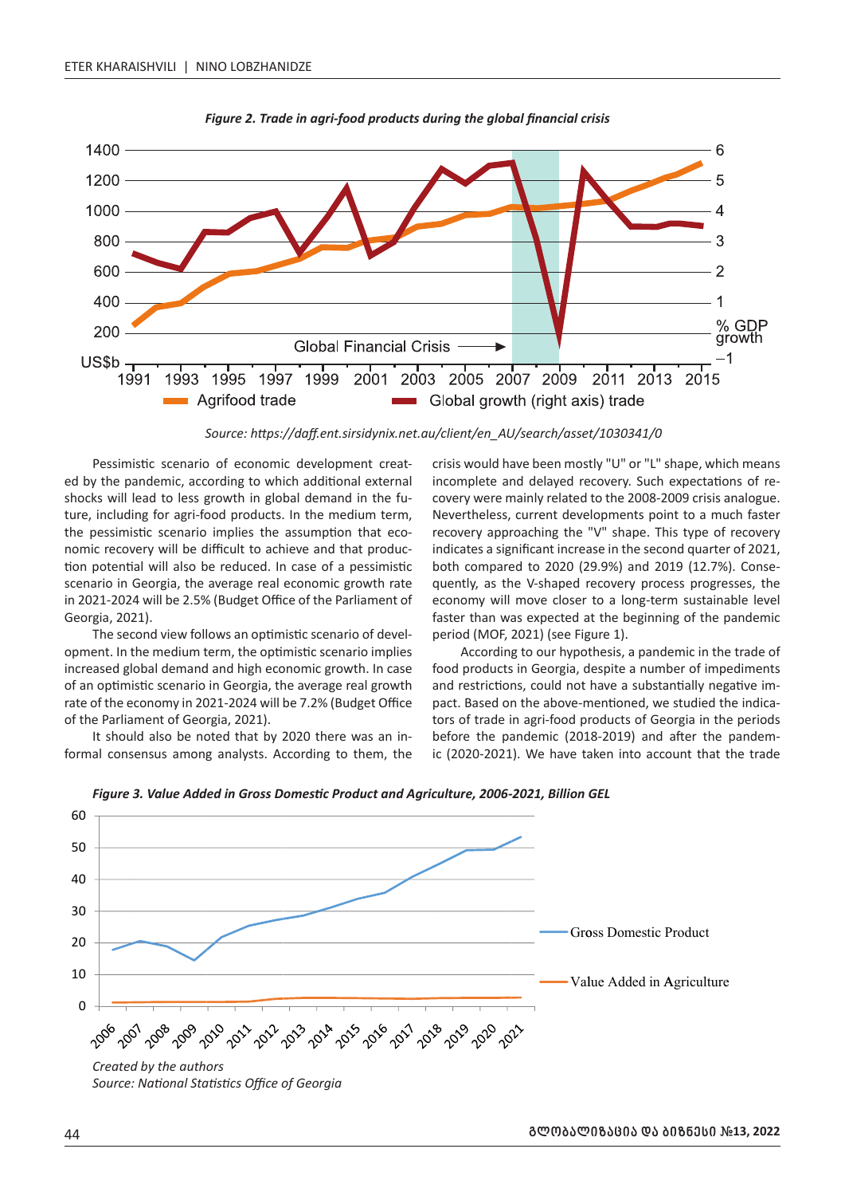*Figure 2. Trade in agri-food products during the global financial crisis*

*Source: https://daff.ent.sirsidynix.net.au/client/en_AU/search/asset/1030341/0*

Pessimistic scenario of economic development created by the pandemic, according to which additional external shocks will lead to less growth in global demand in the future, including for agri-food products. In the medium term, the pessimistic scenario implies the assumption that economic recovery will be difficult to achieve and that production potential will also be reduced. In case of a pessimistic scenario in Georgia, the average real economic growth rate in 2021-2024 will be 2.5% (Budget Office of the Parliament of Georgia, 2021).

The second view follows an optimistic scenario of development. In the medium term, the optimistic scenario implies increased global demand and high economic growth. In case of an optimistic scenario in Georgia, the average real growth rate of the economy in 2021-2024 will be 7.2% (Budget Office of the Parliament of Georgia, 2021).

It should also be noted that by 2020 there was an informal consensus among analysts. According to them, the crisis would have been mostly "U" or "L" shape, which means incomplete and delayed recovery. Such expectations of recovery were mainly related to the 2008-2009 crisis analogue. Nevertheless, current developments point to a much faster recovery approaching the "V" shape. This type of recovery indicates a significant increase in the second quarter of 2021, both compared to 2020 (29.9%) and 2019 (12.7%). Consequently, as the V-shaped recovery process progresses, the economy will move closer to a long-term sustainable level faster than was expected at the beginning of the pandemic period (MOF, 2021) (see Figure 1).

According to our hypothesis, a pandemic in the trade of food products in Georgia, despite a number of impediments and restrictions, could not have a substantially negative impact. Based on the above-mentioned, we studied the indicators of trade in agri-food products of Georgia in the periods before the pandemic (2018-2019) and after the pandemic (2020-2021). We have taken into account that the trade

*Figure 3. Value Added in Gross Domestic Product and Agriculture, 2006-2021, Billion GEL*

*Created by the authors*

*Source: National Statistics Office of Georgia*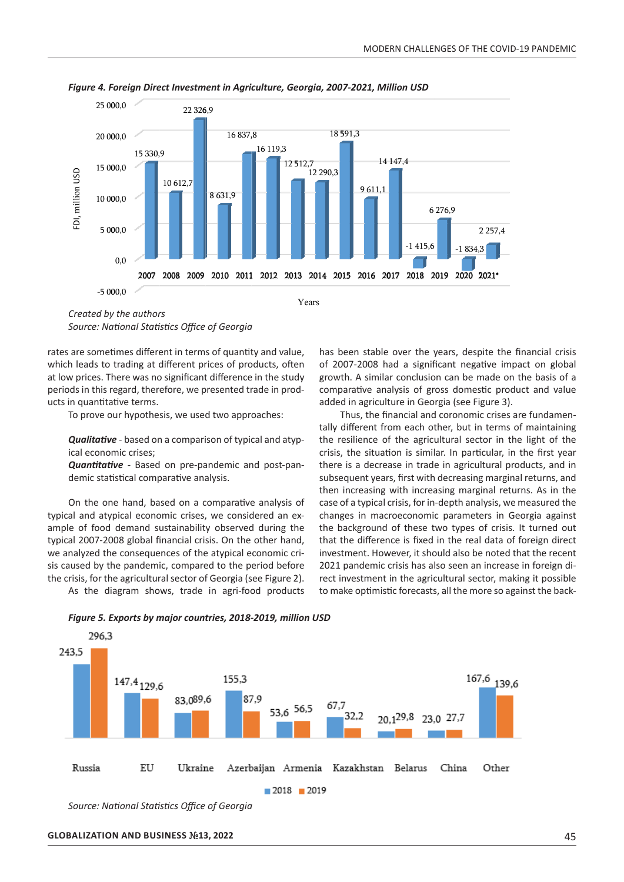*Figure 4. Foreign Direct Investment in Agriculture, Georgia, 2007-2021, Million USD*

| Years | FDI, million USD |
|---|---|
| 2007 | 15 330,9 |
| 2008 | 10 612,7 |
| 2009 | 22 326,9 |
| 2010 | 8 631,9 |
| 2011 | 16 837,8 |
| 2012 | 16 119,3 |
| 2013 | 12 512,7 |
| 2014 | 12 290,3 |
| 2015 | 18 591,3 |
| 2016 | 9 611,1 |
| 2017 | 14 147,4 |
| 2018 | -1 415,6 |
| 2019 | 6 276,9 |
| 2020 | -1 834,3 |
| 2021* | 2 257,4 |

*Created by the authors*

*Source: National Statistics Office of Georgia*

rates are sometimes different in terms of quantity and value, which leads to trading at different prices of products, often at low prices. There was no significant difference in the study periods in this regard, therefore, we presented trade in products in quantitative terms.

To prove our hypothesis, we used two approaches:

***Qualitative*** - based on a comparison of typical and atypical economic crises;

***Quantitative*** - Based on pre-pandemic and post-pandemic statistical comparative analysis.

On the one hand, based on a comparative analysis of typical and atypical economic crises, we considered an example of food demand sustainability observed during the typical 2007-2008 global financial crisis. On the other hand, we analyzed the consequences of the atypical economic crisis caused by the pandemic, compared to the period before the crisis, for the agricultural sector of Georgia (see Figure 2).

As the diagram shows, trade in agri-food products has been stable over the years, despite the financial crisis of 2007-2008 had a significant negative impact on global growth. A similar conclusion can be made on the basis of a comparative analysis of gross domestic product and value added in agriculture in Georgia (see Figure 3).

Thus, the financial and coronomic crises are fundamentally different from each other, but in terms of maintaining the resilience of the agricultural sector in the light of the crisis, the situation is similar. In particular, in the first year there is a decrease in trade in agricultural products, and in subsequent years, first with decreasing marginal returns, and then increasing with increasing marginal returns. As in the case of a typical crisis, for in-depth analysis, we measured the changes in macroeconomic parameters in Georgia against the background of these two types of crisis. It turned out that the difference is fixed in the real data of foreign direct investment. However, it should also be noted that the recent 2021 pandemic crisis has also seen an increase in foreign direct investment in the agricultural sector, making it possible to make optimistic forecasts, all the more so against the back-

*Figure 5. Exports by major countries, 2018-2019, million USD*

| | 2018 | 2019 |
|---|---|---|
| Russia | 243,5 | 296,3 |
| EU | 147,4 | 129,6 |
| Ukraine | 83,0 | 89,6 |
| Azerbaijan | 155,3 | 87,9 |
| Armenia | 53,6 | 56,5 |
| Kazakhstan | 67,7 | 32,2 |
| Belarus | 20,1 | 29,8 |
| China | 23,0 | 27,7 |
| Other | 167,6 | 139,6 |

*Source: National Statistics Office of Georgia*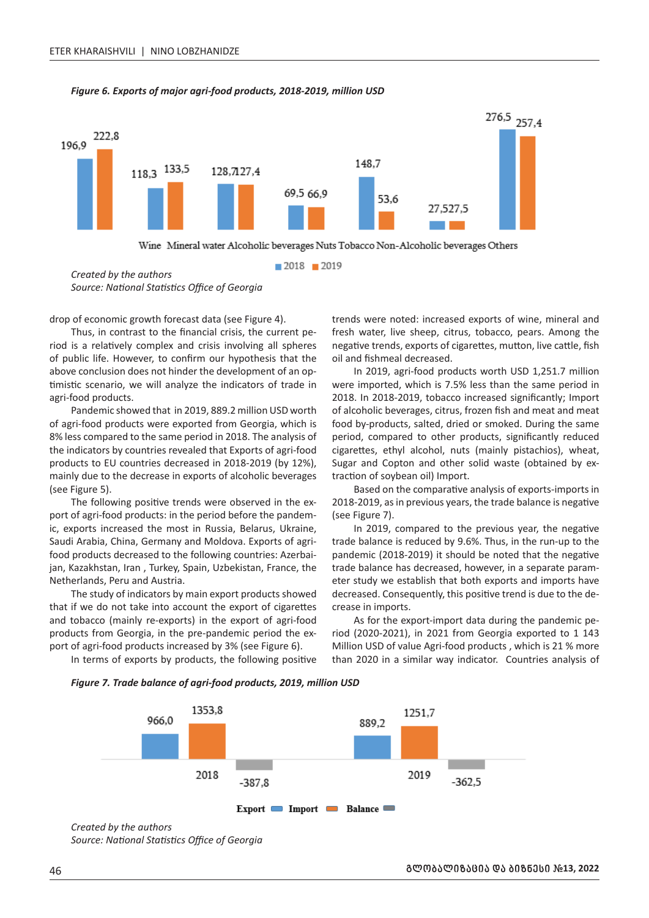*Figure 6. Exports of major agri-food products, 2018-2019, million USD*

| | 2018 | 2019 |
|---|---|---|
| Wine | 196,9 | 222,8 |
| Mineral water | 118,3 | 133,5 |
| Alcoholic beverages | 128,7 | 127,4 |
| Nuts | 69,5 | 66,9 |
| Tobacco | 148,7 | 53,6 |
| Non-Alcoholic beverages | 27,5 | 27,5 |
| Others | 276,5 | 257,4 |

*Created by the authors*
*Source: National Statistics Office of Georgia*

drop of economic growth forecast data (see Figure 4).

Thus, in contrast to the financial crisis, the current period is a relatively complex and crisis involving all spheres of public life. However, to confirm our hypothesis that the above conclusion does not hinder the development of an optimistic scenario, we will analyze the indicators of trade in agri-food products.

Pandemic showed that in 2019, 889.2 million USD worth of agri-food products were exported from Georgia, which is 8% less compared to the same period in 2018. The analysis of the indicators by countries revealed that Exports of agri-food products to EU countries decreased in 2018-2019 (by 12%), mainly due to the decrease in exports of alcoholic beverages (see Figure 5).

The following positive trends were observed in the export of agri-food products: in the period before the pandemic, exports increased the most in Russia, Belarus, Ukraine, Saudi Arabia, China, Germany and Moldova. Exports of agri-food products decreased to the following countries: Azerbaijan, Kazakhstan, Iran , Turkey, Spain, Uzbekistan, France, the Netherlands, Peru and Austria.

The study of indicators by main export products showed that if we do not take into account the export of cigarettes and tobacco (mainly re-exports) in the export of agri-food products from Georgia, in the pre-pandemic period the export of agri-food products increased by 3% (see Figure 6).

In terms of exports by products, the following positive trends were noted: increased exports of wine, mineral and fresh water, live sheep, citrus, tobacco, pears. Among the negative trends, exports of cigarettes, mutton, live cattle, fish oil and fishmeal decreased.

In 2019, agri-food products worth USD 1,251.7 million were imported, which is 7.5% less than the same period in 2018. In 2018-2019, tobacco increased significantly; Import of alcoholic beverages, citrus, frozen fish and meat and meat food by-products, salted, dried or smoked. During the same period, compared to other products, significantly reduced cigarettes, ethyl alcohol, nuts (mainly pistachios), wheat, Sugar and Copton and other solid waste (obtained by extraction of soybean oil) Import.

Based on the comparative analysis of exports-imports in 2018-2019, as in previous years, the trade balance is negative (see Figure 7).

In 2019, compared to the previous year, the negative trade balance is reduced by 9.6%. Thus, in the run-up to the pandemic (2018-2019) it should be noted that the negative trade balance has decreased, however, in a separate parameter study we establish that both exports and imports have decreased. Consequently, this positive trend is due to the decrease in imports.

As for the export-import data during the pandemic period (2020-2021), in 2021 from Georgia exported to 1 143 Million USD of value Agri-food products , which is 21 % more than 2020 in a similar way indicator. Countries analysis of

*Figure 7. Trade balance of agri-food products, 2019, million USD*

| | Export | Import | Balance |
|---|---|---|---|
| 2018 | 966,0 | 1353,8 | -387,8 |
| 2019 | 889,2 | 1251,7 | -362,5 |

*Created by the authors*
*Source: National Statistics Office of Georgia*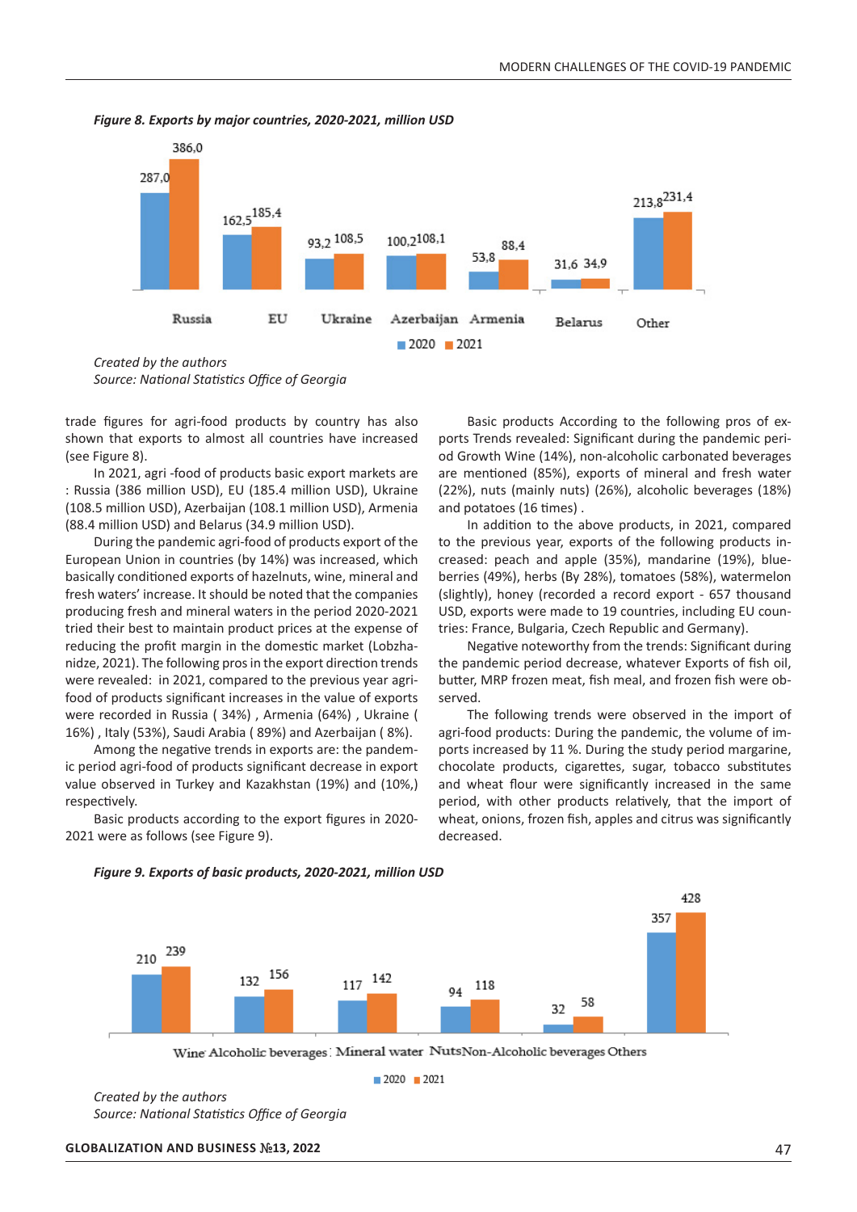*Figure 8. Exports by major countries, 2020-2021, million USD*

| | 2020 | 2021 |
|---|---|---|
| Russia | 287,0 | 386,0 |
| EU | 162,5 | 185,4 |
| Ukraine | 93,2 | 108,5 |
| Azerbaijan | 100,2 | 108,1 |
| Armenia | 53,8 | 88,4 |
| Belarus | 31,6 | 34,9 |
| Other | 213,8 | 231,4 |

*Created by the authors*
*Source: National Statistics Office of Georgia*

trade figures for agri-food products by country has also shown that exports to almost all countries have increased (see Figure 8).

In 2021, agri -food of products basic export markets are : Russia (386 million USD), EU (185.4 million USD), Ukraine (108.5 million USD), Azerbaijan (108.1 million USD), Armenia (88.4 million USD) and Belarus (34.9 million USD).

During the pandemic agri-food of products export of the European Union in countries (by 14%) was increased, which basically conditioned exports of hazelnuts, wine, mineral and fresh waters' increase. It should be noted that the companies producing fresh and mineral waters in the period 2020-2021 tried their best to maintain product prices at the expense of reducing the profit margin in the domestic market (Lobzhanidze, 2021). The following pros in the export direction trends were revealed: in 2021, compared to the previous year agri-food of products significant increases in the value of exports were recorded in Russia ( 34%) , Armenia (64%) , Ukraine ( 16%) , Italy (53%), Saudi Arabia ( 89%) and Azerbaijan ( 8%).

Among the negative trends in exports are: the pandemic period agri-food of products significant decrease in export value observed in Turkey and Kazakhstan (19%) and (10%,) respectively.

Basic products according to the export figures in 2020-2021 were as follows (see Figure 9).

Basic products According to the following pros of exports Trends revealed: Significant during the pandemic period Growth Wine (14%), non-alcoholic carbonated beverages are mentioned (85%), exports of mineral and fresh water (22%), nuts (mainly nuts) (26%), alcoholic beverages (18%) and potatoes (16 times) .

In addition to the above products, in 2021, compared to the previous year, exports of the following products increased: peach and apple (35%), mandarine (19%), blueberries (49%), herbs (By 28%), tomatoes (58%), watermelon (slightly), honey (recorded a record export - 657 thousand USD, exports were made to 19 countries, including EU countries: France, Bulgaria, Czech Republic and Germany).

Negative noteworthy from the trends: Significant during the pandemic period decrease, whatever Exports of fish oil, butter, MRP frozen meat, fish meal, and frozen fish were observed.

The following trends were observed in the import of agri-food products: During the pandemic, the volume of imports increased by 11 %. During the study period margarine, chocolate products, cigarettes, sugar, tobacco substitutes and wheat flour were significantly increased in the same period, with other products relatively, that the import of wheat, onions, frozen fish, apples and citrus was significantly decreased.

*Figure 9. Exports of basic products, 2020-2021, million USD*

| | 2020 | 2021 |
|---|---|---|
| Wine | 210 | 239 |
| Alcoholic beverages | 132 | 156 |
| Mineral water | 117 | 142 |
| Nuts | 94 | 118 |
| Non-Alcoholic beverages | 32 | 58 |
| Others | 357 | 428 |

*Created by the authors*
*Source: National Statistics Office of Georgia*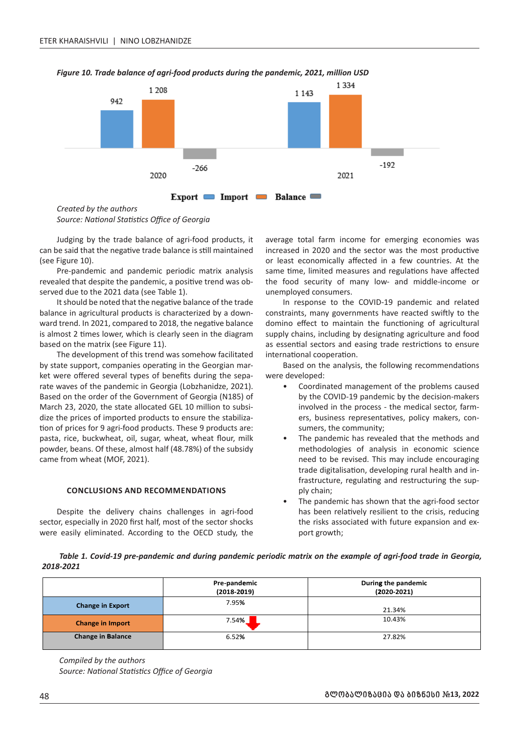*Figure 10. Trade balance of agri-food products during the pandemic, 2021, million USD*

| | Export | Import | Balance |
|---|---|---|---|
| 2020 | 942 | 1 208 | -266 |
| 2021 | 1 143 | 1 334 | -192 |

*Created by the authors*
*Source: National Statistics Office of Georgia*

Judging by the trade balance of agri-food products, it can be said that the negative trade balance is still maintained (see Figure 10).

Pre-pandemic and pandemic periodic matrix analysis revealed that despite the pandemic, a positive trend was observed due to the 2021 data (see Table 1).

It should be noted that the negative balance of the trade balance in agricultural products is characterized by a downward trend. In 2021, compared to 2018, the negative balance is almost 2 times lower, which is clearly seen in the diagram based on the matrix (see Figure 11).

The development of this trend was somehow facilitated by state support, companies operating in the Georgian market were offered several types of benefits during the separate waves of the pandemic in Georgia (Lobzhanidze, 2021). Based on the order of the Government of Georgia (N185) of March 23, 2020, the state allocated GEL 10 million to subsidize the prices of imported products to ensure the stabilization of prices for 9 agri-food products. These 9 products are: pasta, rice, buckwheat, oil, sugar, wheat, wheat flour, milk powder, beans. Of these, almost half (48.78%) of the subsidy came from wheat (MOF, 2021).

## CONCLUSIONS AND RECOMMENDATIONS

Despite the delivery chains challenges in agri-food sector, especially in 2020 first half, most of the sector shocks were easily eliminated. According to the OECD study, the average total farm income for emerging economies was increased in 2020 and the sector was the most productive or least economically affected in a few countries. At the same time, limited measures and regulations have affected the food security of many low- and middle-income or unemployed consumers.

In response to the COVID-19 pandemic and related constraints, many governments have reacted swiftly to the domino effect to maintain the functioning of agricultural supply chains, including by designating agriculture and food as essential sectors and easing trade restrictions to ensure international cooperation.

Based on the analysis, the following recommendations were developed:

- Coordinated management of the problems caused by the COVID-19 pandemic by the decision-makers involved in the process - the medical sector, farmers, business representatives, policy makers, consumers, the community;
- The pandemic has revealed that the methods and methodologies of analysis in economic science need to be revised. This may include encouraging trade digitalisation, developing rural health and infrastructure, regulating and restructuring the supply chain;
- The pandemic has shown that the agri-food sector has been relatively resilient to the crisis, reducing the risks associated with future expansion and export growth;

*Table 1. Covid-19 pre-pandemic and during pandemic periodic matrix on the example of agri-food trade in Georgia, 2018-2021*

| | Pre-pandemic (2018-2019) | During the pandemic (2020-2021) |
|---|---|---|
| **Change in Export** | 7.95% | 21.34% |
| **Change in Import** | 7.54% | 10.43% |
| **Change in Balance** | 6.52% | 27.82% |

*Compiled by the authors*
*Source: National Statistics Office of Georgia*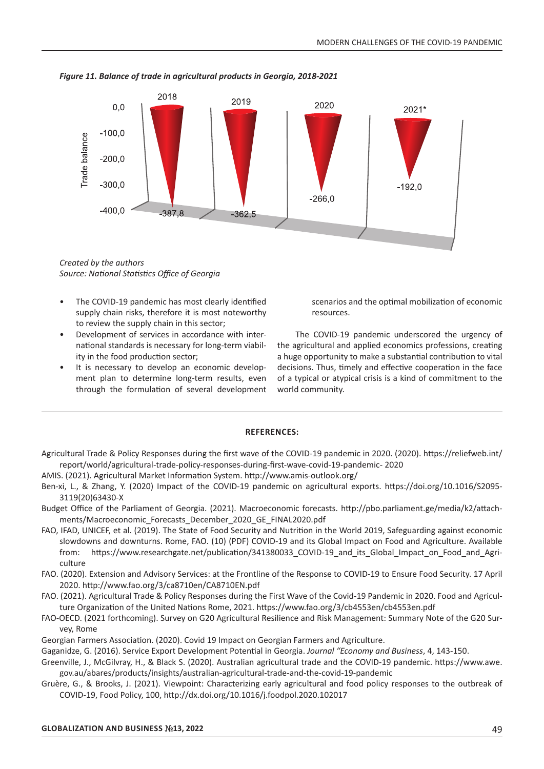*Figure 11. Balance of trade in agricultural products in Georgia, 2018-2021*

*Created by the authors*
*Source: National Statistics Office of Georgia*

- The COVID-19 pandemic has most clearly identified supply chain risks, therefore it is most noteworthy to review the supply chain in this sector;
- Development of services in accordance with international standards is necessary for long-term viability in the food production sector;
- It is necessary to develop an economic development plan to determine long-term results, even through the formulation of several development scenarios and the optimal mobilization of economic resources.

The COVID-19 pandemic underscored the urgency of the agricultural and applied economics professions, creating a huge opportunity to make a substantial contribution to vital decisions. Thus, timely and effective cooperation in the face of a typical or atypical crisis is a kind of commitment to the world community.

## REFERENCES:

Agricultural Trade & Policy Responses during the first wave of the COVID-19 pandemic in 2020. (2020). https://reliefweb.int/report/world/agricultural-trade-policy-responses-during-first-wave-covid-19-pandemic- 2020

AMIS. (2021). Agricultural Market Information System. http://www.amis-outlook.org/

Ben-xi, L., & Zhang, Y. (2020) Impact of the COVID-19 pandemic on agricultural exports. https://doi.org/10.1016/S2095-3119(20)63430-X

Budget Office of the Parliament of Georgia. (2021). Macroeconomic forecasts. http://pbo.parliament.ge/media/k2/attachments/Macroeconomic_Forecasts_December_2020_GE_FINAL2020.pdf

FAO, IFAD, UNICEF, et al. (2019). The State of Food Security and Nutrition in the World 2019, Safeguarding against economic slowdowns and downturns. Rome, FAO. (10) (PDF) COVID-19 and its Global Impact on Food and Agriculture. Available from: https://www.researchgate.net/publication/341380033_COVID-19_and_its_Global_Impact_on_Food_and_Agriculture

FAO. (2020). Extension and Advisory Services: at the Frontline of the Response to COVID-19 to Ensure Food Security. 17 April 2020. http://www.fao.org/3/ca8710en/CA8710EN.pdf

FAO. (2021). Agricultural Trade & Policy Responses during the First Wave of the Covid-19 Pandemic in 2020. Food and Agriculture Organization of the United Nations Rome, 2021. https://www.fao.org/3/cb4553en/cb4553en.pdf

FAO-OECD. (2021 forthcoming). Survey on G20 Agricultural Resilience and Risk Management: Summary Note of the G20 Survey, Rome

Georgian Farmers Association. (2020). Covid 19 Impact on Georgian Farmers and Agriculture.

Gaganidze, G. (2016). Service Export Development Potential in Georgia. *Journal "Economy and Business*, 4, 143-150.

Greenville, J., McGilvray, H., & Black S. (2020). Australian agricultural trade and the COVID-19 pandemic. https://www.awe.gov.au/abares/products/insights/australian-agricultural-trade-and-the-covid-19-pandemic

Gruère, G., & Brooks, J. (2021). Viewpoint: Characterizing early agricultural and food policy responses to the outbreak of COVID-19, Food Policy, 100, http://dx.doi.org/10.1016/j.foodpol.2020.102017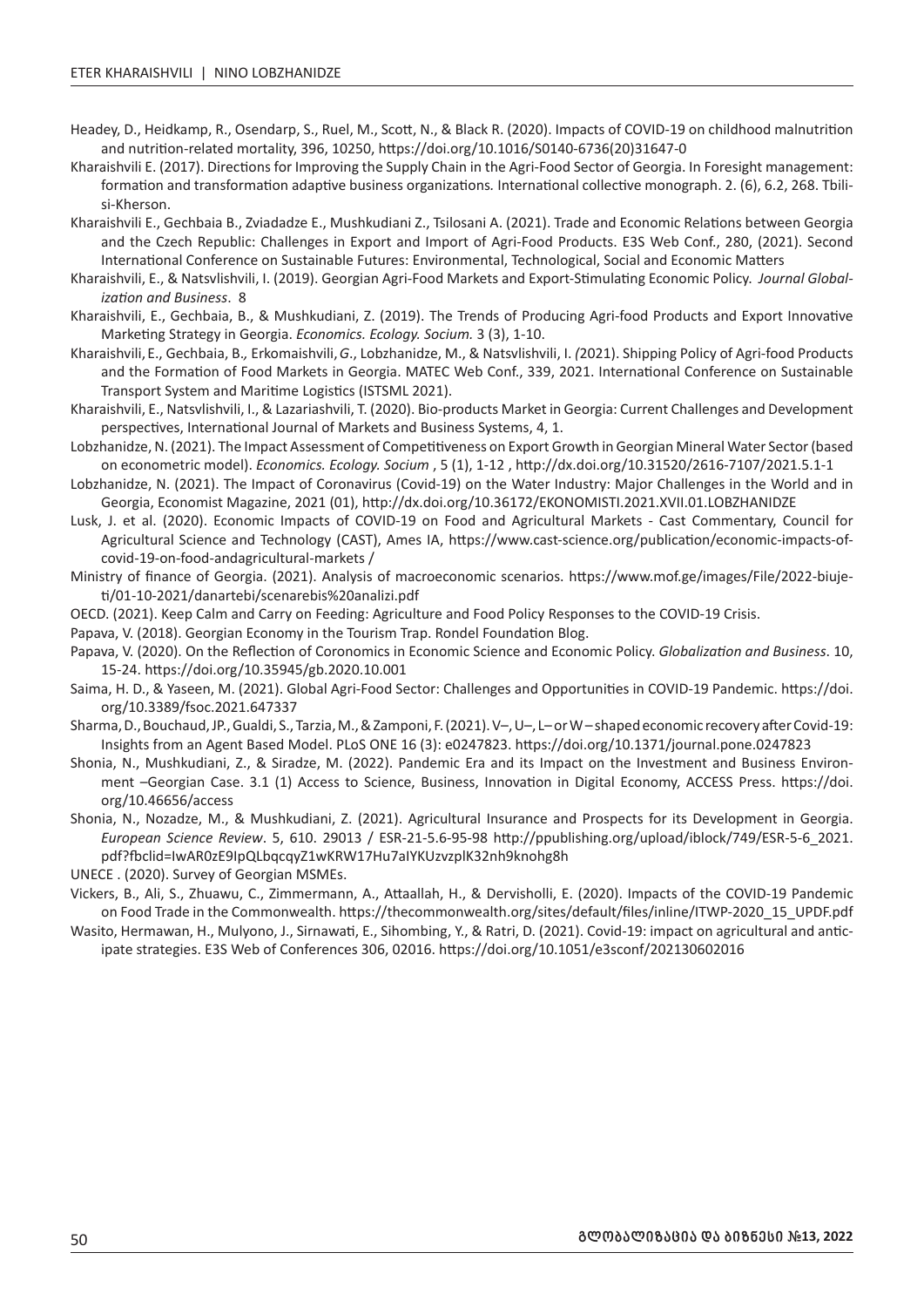Headey, D., Heidkamp, R., Osendarp, S., Ruel, M., Scott, N., & Black R. (2020). Impacts of COVID-19 on childhood malnutrition and nutrition-related mortality, 396, 10250, https://doi.org/10.1016/S0140-6736(20)31647-0

Kharaishvili E. (2017). Directions for Improving the Supply Chain in the Agri-Food Sector of Georgia. In Foresight management: formation and transformation adaptive business organizations*.* International collective monograph. 2. (6), 6.2, 268. Tbilisi-Kherson.

Kharaishvili E., Gechbaia B., Zviadadze E., Mushkudiani Z., Tsilosani A. (2021). Trade and Economic Relations between Georgia and the Czech Republic: Challenges in Export and Import of Agri-Food Products. E3S Web Conf., 280, (2021). Second International Conference on Sustainable Futures: Environmental, Technological, Social and Economic Matters

Kharaishvili, E., & Natsvlishvili, I. (2019). Georgian Agri-Food Markets and Export-Stimulating Economic Policy*. Journal Globalization and Business*. 8

Kharaishvili, E., Gechbaia, B., & Mushkudiani, Z. (2019). The Trends of Producing Agri-food Products and Export Innovative Marketing Strategy in Georgia. *Economics. Ecology. Socium.* 3 (3), 1-10.

Kharaishvili, E., Gechbaia, B.*,* Erkomaishvili, *G*., Lobzhanidze, M., & Natsvlishvili, I. *(*2021). Shipping Policy of Agri-food Products and the Formation of Food Markets in Georgia. MATEC Web Conf., 339, 2021. International Conference on Sustainable Transport System and Maritime Logistics (ISTSML 2021).

Kharaishvili, E., Natsvlishvili, I., & Lazariashvili, T. (2020). Bio-products Market in Georgia: Current Challenges and Development perspectives, International Journal of Markets and Business Systems, 4, 1.

Lobzhanidze, N. (2021). The Impact Assessment of Competitiveness on Export Growth in Georgian Mineral Water Sector (based on econometric model). *Economics. Ecology. Socium* , 5 (1), 1-12 , http://dx.doi.org/10.31520/2616-7107/2021.5.1-1

Lobzhanidze, N. (2021). The Impact of Coronavirus (Covid-19) on the Water Industry: Major Challenges in the World and in Georgia, Economist Magazine, 2021 (01), http://dx.doi.org/10.36172/EKONOMISTI.2021.XVII.01.LOBZHANIDZE

Lusk, J. et al. (2020). Economic Impacts of COVID-19 on Food and Agricultural Markets - Cast Commentary, Council for Agricultural Science and Technology (CAST), Ames IA, https://www.cast-science.org/publication/economic-impacts-of-covid-19-on-food-andagricultural-markets /

Ministry of finance of Georgia. (2021). Analysis of macroeconomic scenarios. https://www.mof.ge/images/File/2022-biujeti/01-10-2021/danartebi/scenarebis%20analizi.pdf

OECD. (2021). Keep Calm and Carry on Feeding: Agriculture and Food Policy Responses to the COVID-19 Crisis.

Papava, V. (2018). Georgian Economy in the Tourism Trap. Rondel Foundation Blog.

Papava, V. (2020). On the Reflection of Coronomics in Economic Science and Economic Policy. *Globalization and Business*. 10, 15-24. https://doi.org/10.35945/gb.2020.10.001

Saima, H. D., & Yaseen, M. (2021). Global Agri-Food Sector: Challenges and Opportunities in COVID-19 Pandemic. https://doi.org/10.3389/fsoc.2021.647337

Sharma, D., Bouchaud, JP., Gualdi, S., Tarzia, M., & Zamponi, F. (2021). V–, U–, L– or W – shaped economic recovery after Covid-19: Insights from an Agent Based Model. PLoS ONE 16 (3): e0247823. https://doi.org/10.1371/journal.pone.0247823

Shonia, N., Mushkudiani, Z., & Siradze, M. (2022). Pandemic Era and its Impact on the Investment and Business Environment –Georgian Case. 3.1 (1) Access to Science, Business, Innovation in Digital Economy, ACCESS Press. https://doi.org/10.46656/access

Shonia, N., Nozadze, M., & Mushkudiani, Z. (2021). Agricultural Insurance and Prospects for its Development in Georgia. *European Science Review*. 5, 610. 29013 / ESR-21-5.6-95-98 http://ppublishing.org/upload/iblock/749/ESR-5-6_2021.pdf?fbclid=IwAR0zE9IpQLbqcqyZ1wKRW17Hu7aIYKUzvzplK32nh9knohg8h

UNECE . (2020). Survey of Georgian MSMEs.

Vickers, B., Ali, S., Zhuawu, C., Zimmermann, A., Attaallah, H., & Dervisholli, E. (2020). Impacts of the COVID-19 Pandemic on Food Trade in the Commonwealth. https://thecommonwealth.org/sites/default/files/inline/ITWP-2020_15_UPDF.pdf

Wasito, Hermawan, H., Mulyono, J., Sirnawati, E., Sihombing, Y., & Ratri, D. (2021). Covid-19: impact on agricultural and anticipate strategies. E3S Web of Conferences 306, 02016. https://doi.org/10.1051/e3sconf/202130602016